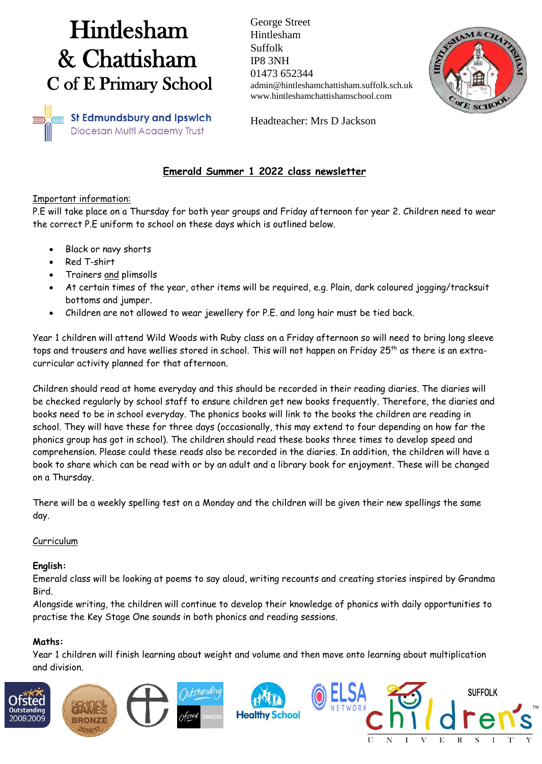# Hintlesham & Chattisham C of E Primary School

St Edmundsbury and Ipswich Diocesan Multi Academy Trust

George Street
Hintlesham
Suffolk
IP8 3NH
01473 652344
admin@hintleshamchattisham.suffolk.sch.uk
www.hintleshamchattishamschool.com

Headteacher: Mrs D Jackson

## Emerald Summer 1 2022 class newsletter

Important information:

P.E will take place on a Thursday for both year groups and Friday afternoon for year 2. Children need to wear the correct P.E uniform to school on these days which is outlined below.

- Black or navy shorts
- Red T-shirt
- Trainers and plimsolls
- At certain times of the year, other items will be required, e.g. Plain, dark coloured jogging/tracksuit bottoms and jumper.
- Children are not allowed to wear jewellery for P.E. and long hair must be tied back.

Year 1 children will attend Wild Woods with Ruby class on a Friday afternoon so will need to bring long sleeve tops and trousers and have wellies stored in school. This will not happen on Friday 25th as there is an extra-curricular activity planned for that afternoon.

Children should read at home everyday and this should be recorded in their reading diaries. The diaries will be checked regularly by school staff to ensure children get new books frequently. Therefore, the diaries and books need to be in school everyday. The phonics books will link to the books the children are reading in school. They will have these for three days (occasionally, this may extend to four depending on how far the phonics group has got in school). The children should read these books three times to develop speed and comprehension. Please could these reads also be recorded in the diaries. In addition, the children will have a book to share which can be read with or by an adult and a library book for enjoyment. These will be changed on a Thursday.

There will be a weekly spelling test on a Monday and the children will be given their new spellings the same day.

Curriculum

**English:**

Emerald class will be looking at poems to say aloud, writing recounts and creating stories inspired by Grandma Bird.

Alongside writing, the children will continue to develop their knowledge of phonics with daily opportunities to practise the Key Stage One sounds in both phonics and reading sessions.

**Maths:**

Year 1 children will finish learning about weight and volume and then move onto learning about multiplication and division.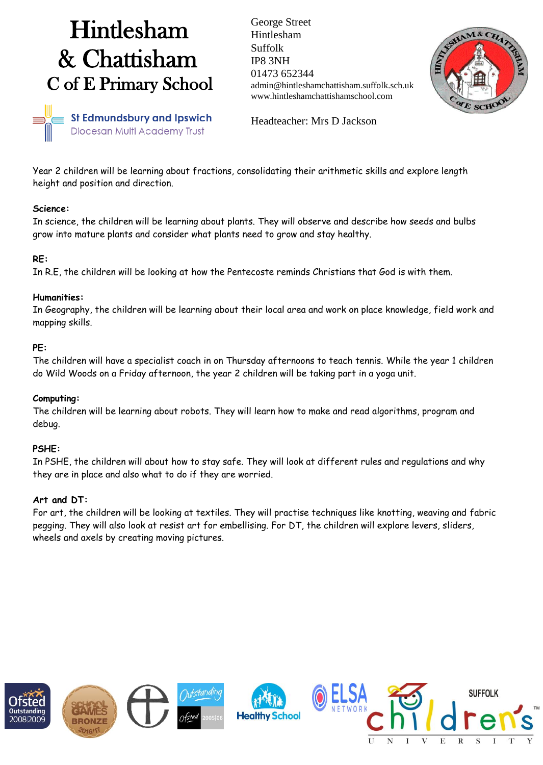# Hintlesham & Chattisham C of E Primary School

St Edmundsbury and Ipswich Diocesan Multi Academy Trust

George Street
Hintlesham
Suffolk
IP8 3NH
01473 652344
admin@hintleshamchattisham.suffolk.sch.uk
www.hintleshamchattishamschool.com

Headteacher: Mrs D Jackson

Year 2 children will be learning about fractions, consolidating their arithmetic skills and explore length height and position and direction.

**Science:**
In science, the children will be learning about plants. They will observe and describe how seeds and bulbs grow into mature plants and consider what plants need to grow and stay healthy.

**RE:**
In R.E, the children will be looking at how the Pentecoste reminds Christians that God is with them.

**Humanities:**
In Geography, the children will be learning about their local area and work on place knowledge, field work and mapping skills.

**PE:**
The children will have a specialist coach in on Thursday afternoons to teach tennis. While the year 1 children do Wild Woods on a Friday afternoon, the year 2 children will be taking part in a yoga unit.

**Computing:**
The children will be learning about robots. They will learn how to make and read algorithms, program and debug.

**PSHE:**
In PSHE, the children will about how to stay safe. They will look at different rules and regulations and why they are in place and also what to do if they are worried.

**Art and DT:**
For art, the children will be looking at textiles. They will practise techniques like knotting, weaving and fabric pegging. They will also look at resist art for embellising. For DT, the children will explore levers, sliders, wheels and axels by creating moving pictures.